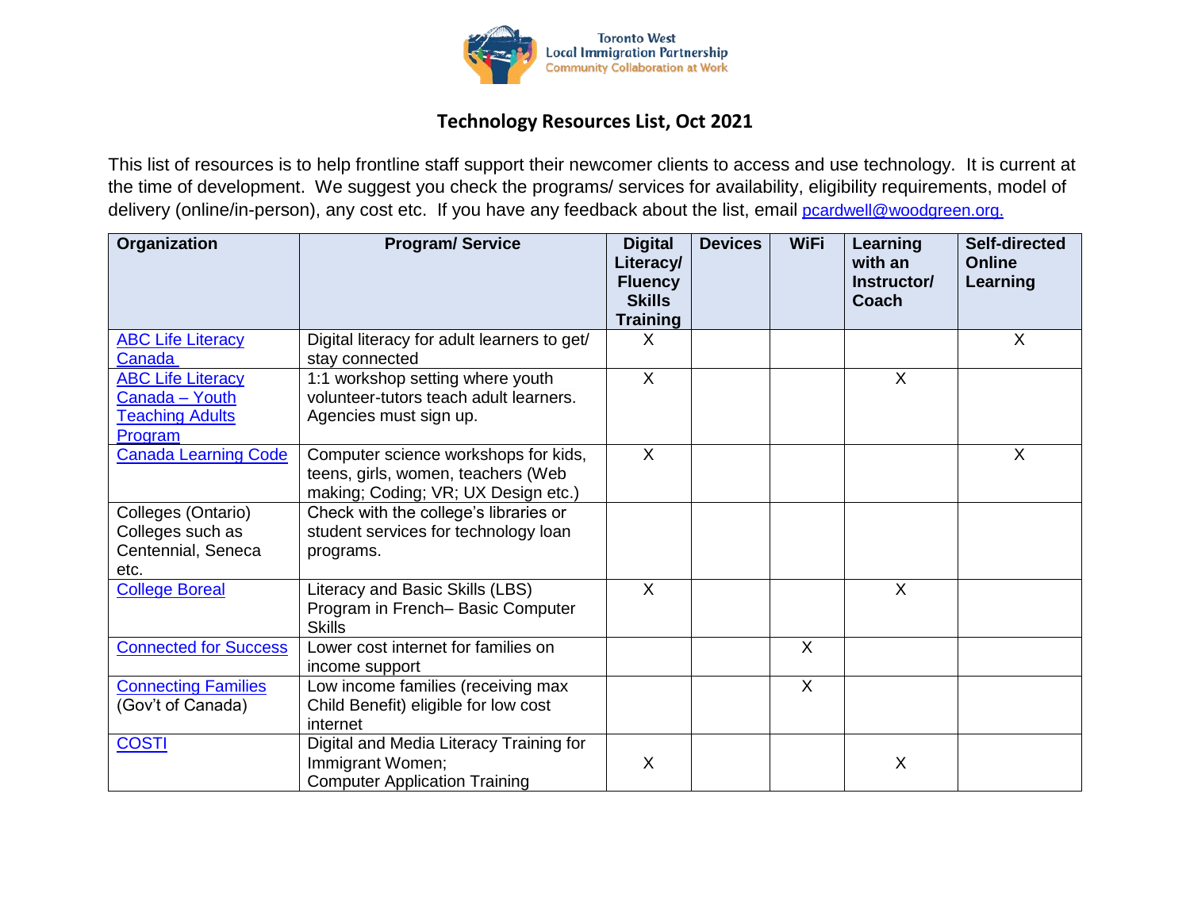# Technology Resources List, Oct 2021

This list of resources is to help frontline staff support their newcomer clients to access and use technology. It is current at the time of development. We suggest you check the programs/ services for availability, eligibility requirements, model of delivery (online/in-person), any cost etc. If you have any feedback about the list, email pcardwell@woodgreen.org.

| Organization | Program/ Service | Digital Literacy/ Fluency Skills Training | Devices | WiFi | Learning with an Instructor/ Coach | Self-directed Online Learning |
|---|---|---|---|---|---|---|
| ABC Life Literacy Canada | Digital literacy for adult learners to get/ stay connected | X | | | | X |
| ABC Life Literacy Canada – Youth Teaching Adults Program | 1:1 workshop setting where youth volunteer-tutors teach adult learners. Agencies must sign up. | X | | | X | |
| Canada Learning Code | Computer science workshops for kids, teens, girls, women, teachers (Web making; Coding; VR; UX Design etc.) | X | | | | X |
| Colleges (Ontario) Colleges such as Centennial, Seneca etc. | Check with the college's libraries or student services for technology loan programs. | | | | | |
| College Boreal | Literacy and Basic Skills (LBS) Program in French– Basic Computer Skills | X | | | X | |
| Connected for Success | Lower cost internet for families on income support | | | X | | |
| Connecting Families (Gov't of Canada) | Low income families (receiving max Child Benefit) eligible for low cost internet | | | X | | |
| COSTI | Digital and Media Literacy Training for Immigrant Women; Computer Application Training | X | | | X | |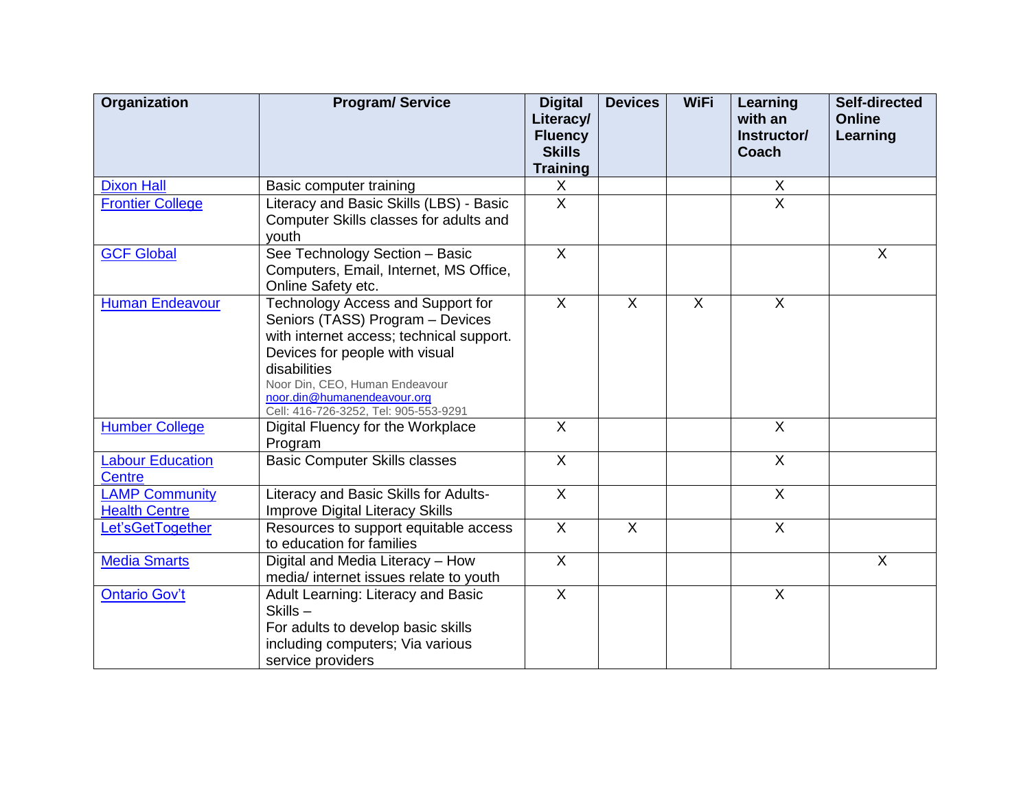| Organization | Program/ Service | Digital Literacy/ Fluency Skills Training | Devices | WiFi | Learning with an Instructor/ Coach | Self-directed Online Learning |
|---|---|---|---|---|---|---|
| Dixon Hall | Basic computer training | X | | | X | |
| Frontier College | Literacy and Basic Skills (LBS) - Basic Computer Skills classes for adults and youth | X | | | X | |
| GCF Global | See Technology Section – Basic Computers, Email, Internet, MS Office, Online Safety etc. | X | | | | X |
| Human Endeavour | Technology Access and Support for Seniors (TASS) Program – Devices with internet access; technical support. Devices for people with visual disabilities<br>Noor Din, CEO, Human Endeavour<br>noor.din@humanendeavour.org<br>Cell: 416-726-3252, Tel: 905-553-9291 | X | X | X | X | |
| Humber College | Digital Fluency for the Workplace Program | X | | | X | |
| Labour Education Centre | Basic Computer Skills classes | X | | | X | |
| LAMP Community Health Centre | Literacy and Basic Skills for Adults- Improve Digital Literacy Skills | X | | | X | |
| Let'sGetTogether | Resources to support equitable access to education for families | X | X | | X | |
| Media Smarts | Digital and Media Literacy – How media/ internet issues relate to youth | X | | | | X |
| Ontario Gov't | Adult Learning: Literacy and Basic Skills –<br>For adults to develop basic skills including computers; Via various service providers | X | | | X | |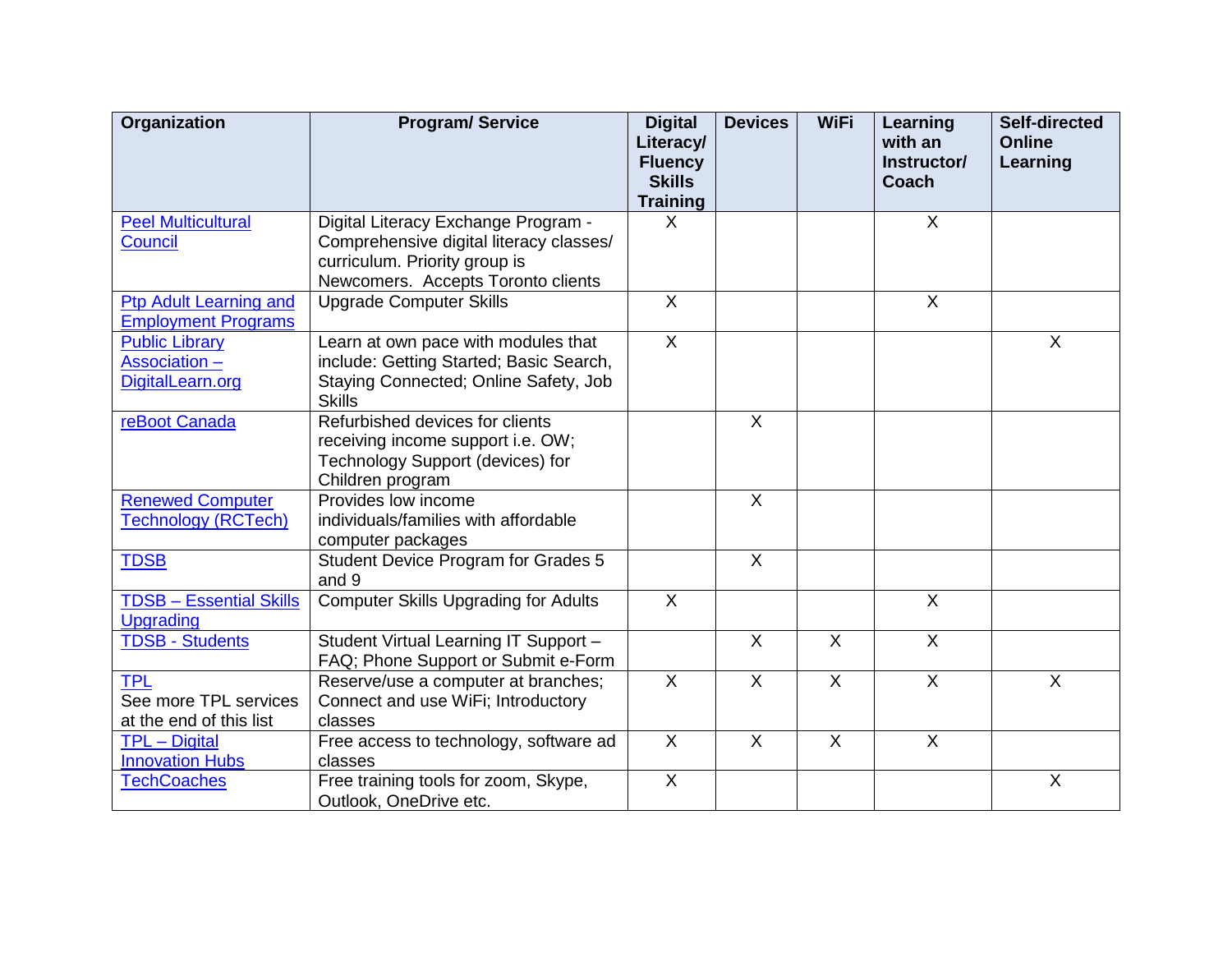| Organization | Program/ Service | Digital Literacy/ Fluency Skills Training | Devices | WiFi | Learning with an Instructor/ Coach | Self-directed Online Learning |
|---|---|---|---|---|---|---|
| Peel Multicultural Council | Digital Literacy Exchange Program - Comprehensive digital literacy classes/ curriculum. Priority group is Newcomers. Accepts Toronto clients | X | | | X | |
| Ptp Adult Learning and Employment Programs | Upgrade Computer Skills | X | | | X | |
| Public Library Association – DigitalLearn.org | Learn at own pace with modules that include: Getting Started; Basic Search, Staying Connected; Online Safety, Job Skills | X | | | | X |
| reBoot Canada | Refurbished devices for clients receiving income support i.e. OW; Technology Support (devices) for Children program | | X | | | |
| Renewed Computer Technology (RCTech) | Provides low income individuals/families with affordable computer packages | | X | | | |
| TDSB | Student Device Program for Grades 5 and 9 | | X | | | |
| TDSB – Essential Skills Upgrading | Computer Skills Upgrading for Adults | X | | | X | |
| TDSB - Students | Student Virtual Learning IT Support – FAQ; Phone Support or Submit e-Form | | X | X | X | |
| TPL<br>See more TPL services at the end of this list | Reserve/use a computer at branches; Connect and use WiFi; Introductory classes | X | X | X | X | X |
| TPL – Digital Innovation Hubs | Free access to technology, software ad classes | X | X | X | X | |
| TechCoaches | Free training tools for zoom, Skype, Outlook, OneDrive etc. | X | | | | X |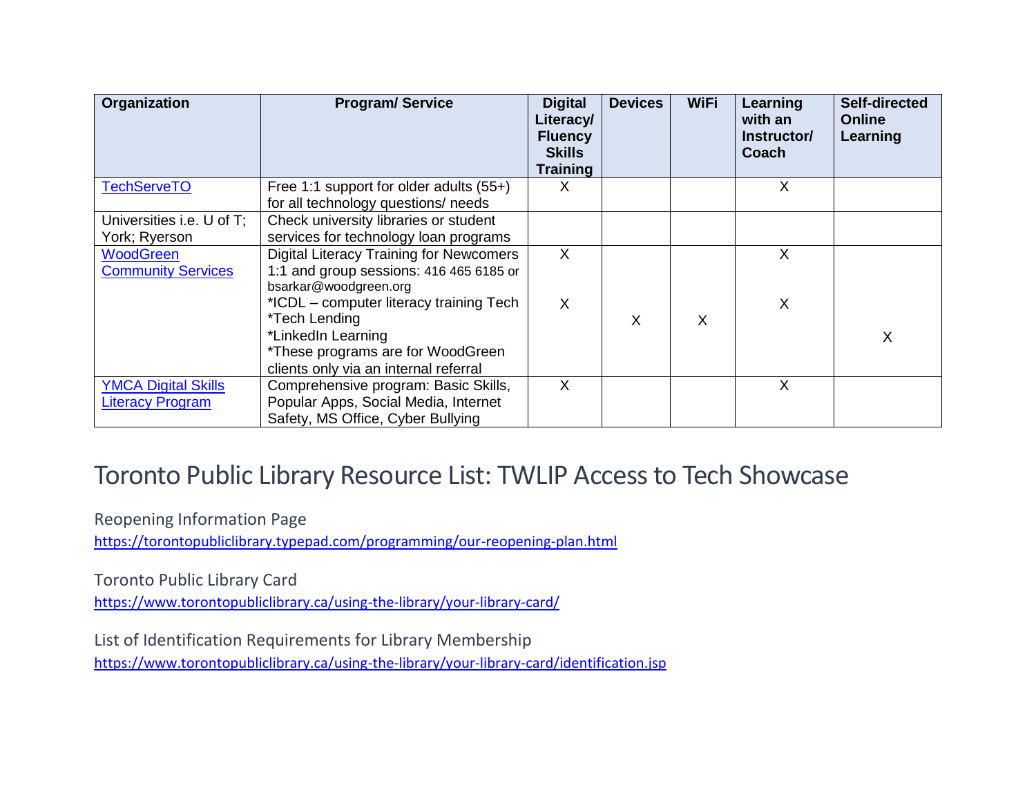| Organization | Program/ Service | Digital Literacy/ Fluency Skills Training | Devices | WiFi | Learning with an Instructor/ Coach | Self-directed Online Learning |
|---|---|---|---|---|---|---|
| [TechServeTO]() | Free 1:1 support for older adults (55+) for all technology questions/ needs | X | | | X | |
| Universities i.e. U of T; York; Ryerson | Check university libraries or student services for technology loan programs | | | | | |
| [WoodGreen Community Services]() | Digital Literacy Training for Newcomers 1:1 and group sessions: 416 465 6185 or bsarkar@woodgreen.org | X | | | X | |
| | *ICDL – computer literacy training Tech | X | | | X | |
| | *Tech Lending | | X | X | | |
| | *LinkedIn Learning | | | | | X |
| | *These programs are for WoodGreen clients only via an internal referral | | | | | |
| [YMCA Digital Skills Literacy Program]() | Comprehensive program: Basic Skills, Popular Apps, Social Media, Internet Safety, MS Office, Cyber Bullying | X | | | X | |

# Toronto Public Library Resource List: TWLIP Access to Tech Showcase

Reopening Information Page

https://torontopubliclibrary.typepad.com/programming/our-reopening-plan.html

Toronto Public Library Card

https://www.torontopubliclibrary.ca/using-the-library/your-library-card/

List of Identification Requirements for Library Membership

https://www.torontopubliclibrary.ca/using-the-library/your-library-card/identification.jsp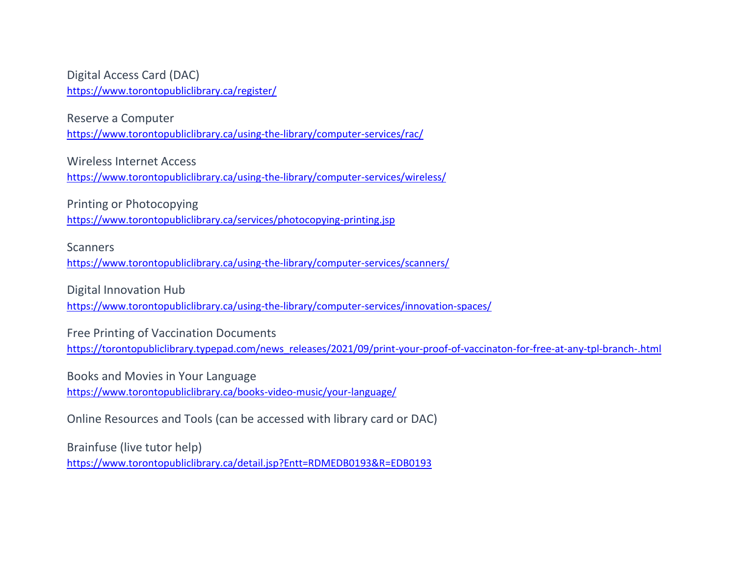Digital Access Card (DAC)
https://www.torontopubliclibrary.ca/register/

Reserve a Computer
https://www.torontopubliclibrary.ca/using-the-library/computer-services/rac/

Wireless Internet Access
https://www.torontopubliclibrary.ca/using-the-library/computer-services/wireless/

Printing or Photocopying
https://www.torontopubliclibrary.ca/services/photocopying-printing.jsp

Scanners
https://www.torontopubliclibrary.ca/using-the-library/computer-services/scanners/

Digital Innovation Hub
https://www.torontopubliclibrary.ca/using-the-library/computer-services/innovation-spaces/

Free Printing of Vaccination Documents
https://torontopubliclibrary.typepad.com/news_releases/2021/09/print-your-proof-of-vaccinaton-for-free-at-any-tpl-branch-.html

Books and Movies in Your Language
https://www.torontopubliclibrary.ca/books-video-music/your-language/

Online Resources and Tools (can be accessed with library card or DAC)

Brainfuse (live tutor help)
https://www.torontopubliclibrary.ca/detail.jsp?Entt=RDMEDB0193&R=EDB0193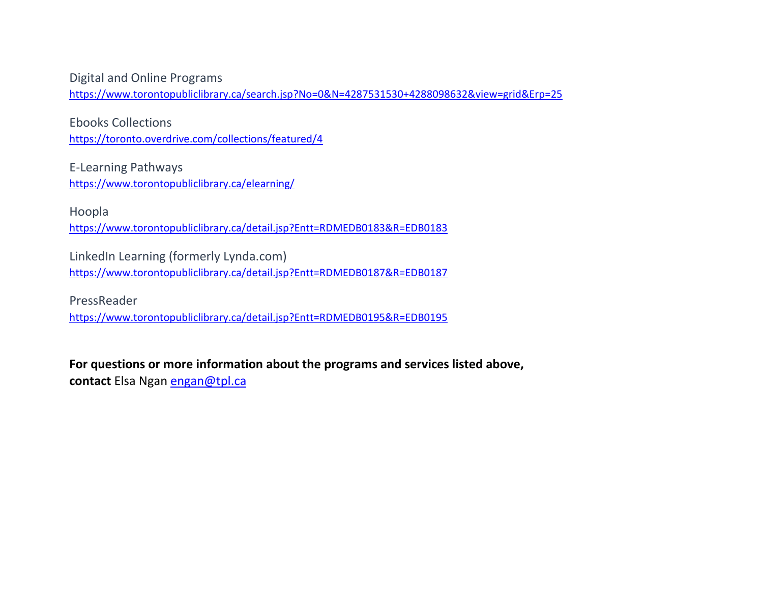Digital and Online Programs
https://www.torontopubliclibrary.ca/search.jsp?No=0&N=4287531530+4288098632&view=grid&Erp=25

Ebooks Collections
https://toronto.overdrive.com/collections/featured/4

E-Learning Pathways
https://www.torontopubliclibrary.ca/elearning/

Hoopla
https://www.torontopubliclibrary.ca/detail.jsp?Entt=RDMEDB0183&R=EDB0183

LinkedIn Learning (formerly Lynda.com)
https://www.torontopubliclibrary.ca/detail.jsp?Entt=RDMEDB0187&R=EDB0187

PressReader
https://www.torontopubliclibrary.ca/detail.jsp?Entt=RDMEDB0195&R=EDB0195

**For questions or more information about the programs and services listed above, contact** Elsa Ngan engan@tpl.ca